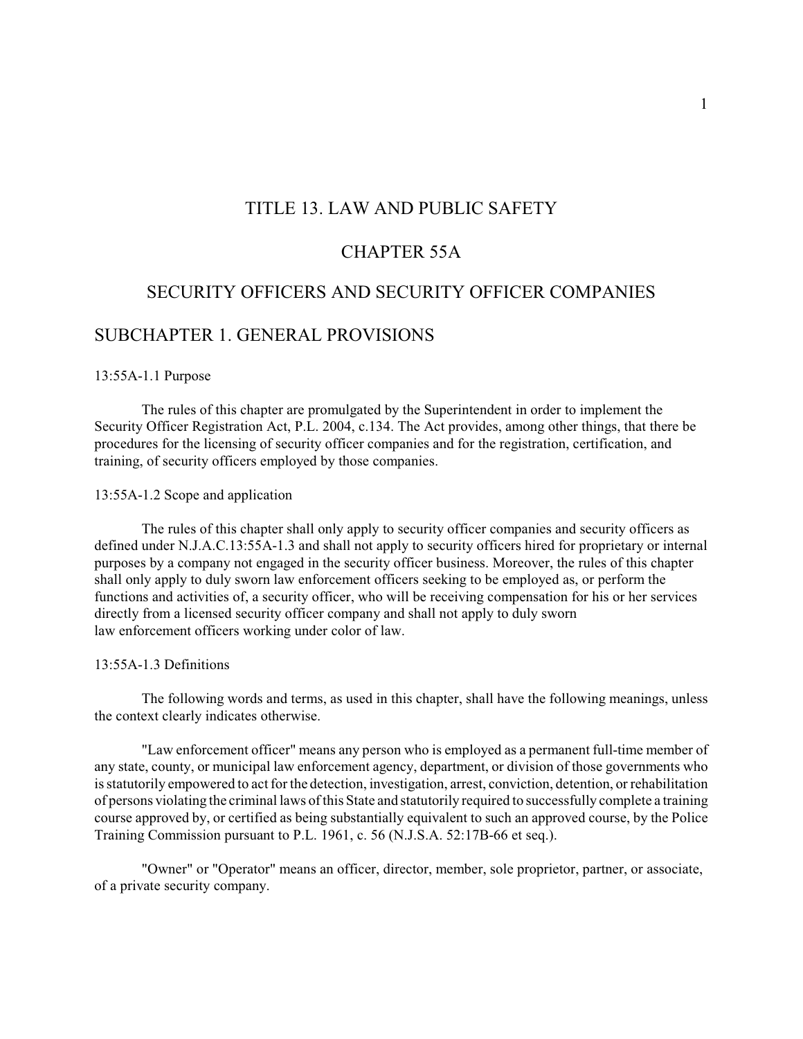# TITLE 13. LAW AND PUBLIC SAFETY

# CHAPTER 55A

# SECURITY OFFICERS AND SECURITY OFFICER COMPANIES

## SUBCHAPTER 1. GENERAL PROVISIONS

### 13:55A-1.1 Purpose

The rules of this chapter are promulgated by the Superintendent in order to implement the Security Officer Registration Act, P.L. 2004, c.134. The Act provides, among other things, that there be procedures for the licensing of security officer companies and for the registration, certification, and training, of security officers employed by those companies.

### 13:55A-1.2 Scope and application

The rules of this chapter shall only apply to security officer companies and security officers as defined under N.J.A.C.13:55A-1.3 and shall not apply to security officers hired for proprietary or internal purposes by a company not engaged in the security officer business. Moreover, the rules of this chapter shall only apply to duly sworn law enforcement officers seeking to be employed as, or perform the functions and activities of, a security officer, who will be receiving compensation for his or her services directly from a licensed security officer company and shall not apply to duly sworn law enforcement officers working under color of law.

### 13:55A-1.3 Definitions

The following words and terms, as used in this chapter, shall have the following meanings, unless the context clearly indicates otherwise.

"Law enforcement officer" means any person who is employed as a permanent full-time member of any state, county, or municipal law enforcement agency, department, or division of those governments who is statutorily empowered to act for the detection, investigation, arrest, conviction, detention, or rehabilitation of persons violating the criminal laws of this State and statutorily required to successfully complete a training course approved by, or certified as being substantially equivalent to such an approved course, by the Police Training Commission pursuant to P.L. 1961, c. 56 (N.J.S.A. 52:17B-66 et seq.).

"Owner" or "Operator" means an officer, director, member, sole proprietor, partner, or associate, of a private security company.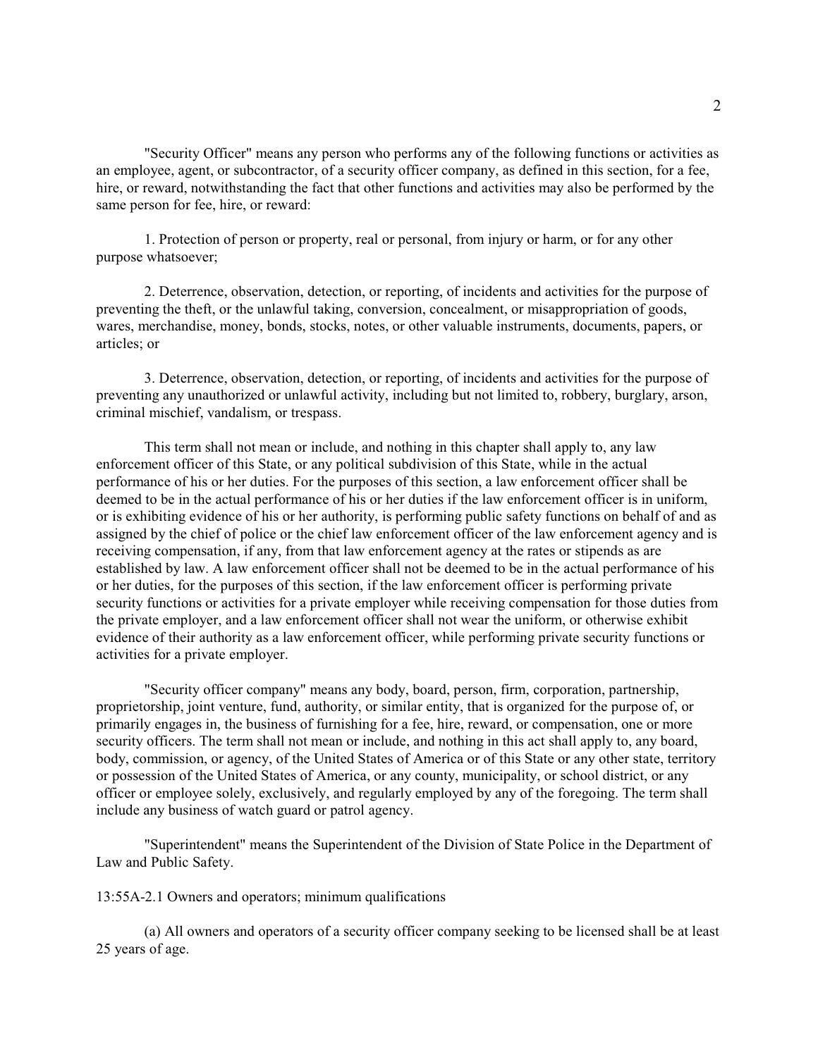"Security Officer" means any person who performs any of the following functions or activities as an employee, agent, or subcontractor, of a security officer company, as defined in this section, for a fee, hire, or reward, notwithstanding the fact that other functions and activities may also be performed by the same person for fee, hire, or reward:

1. Protection of person or property, real or personal, from injury or harm, or for any other purpose whatsoever;

2. Deterrence, observation, detection, or reporting, of incidents and activities for the purpose of preventing the theft, or the unlawful taking, conversion, concealment, or misappropriation of goods, wares, merchandise, money, bonds, stocks, notes, or other valuable instruments, documents, papers, or articles; or

3. Deterrence, observation, detection, or reporting, of incidents and activities for the purpose of preventing any unauthorized or unlawful activity, including but not limited to, robbery, burglary, arson, criminal mischief, vandalism, or trespass.

This term shall not mean or include, and nothing in this chapter shall apply to, any law enforcement officer of this State, or any political subdivision of this State, while in the actual performance of his or her duties. For the purposes of this section, a law enforcement officer shall be deemed to be in the actual performance of his or her duties if the law enforcement officer is in uniform, or is exhibiting evidence of his or her authority, is performing public safety functions on behalf of and as assigned by the chief of police or the chief law enforcement officer of the law enforcement agency and is receiving compensation, if any, from that law enforcement agency at the rates or stipends as are established by law. A law enforcement officer shall not be deemed to be in the actual performance of his or her duties, for the purposes of this section, if the law enforcement officer is performing private security functions or activities for a private employer while receiving compensation for those duties from the private employer, and a law enforcement officer shall not wear the uniform, or otherwise exhibit evidence of their authority as a law enforcement officer, while performing private security functions or activities for a private employer.

"Security officer company" means any body, board, person, firm, corporation, partnership, proprietorship, joint venture, fund, authority, or similar entity, that is organized for the purpose of, or primarily engages in, the business of furnishing for a fee, hire, reward, or compensation, one or more security officers. The term shall not mean or include, and nothing in this act shall apply to, any board, body, commission, or agency, of the United States of America or of this State or any other state, territory or possession of the United States of America, or any county, municipality, or school district, or any officer or employee solely, exclusively, and regularly employed by any of the foregoing. The term shall include any business of watch guard or patrol agency.

"Superintendent" means the Superintendent of the Division of State Police in the Department of Law and Public Safety.

13:55A-2.1 Owners and operators; minimum qualifications

(a) All owners and operators of a security officer company seeking to be licensed shall be at least 25 years of age.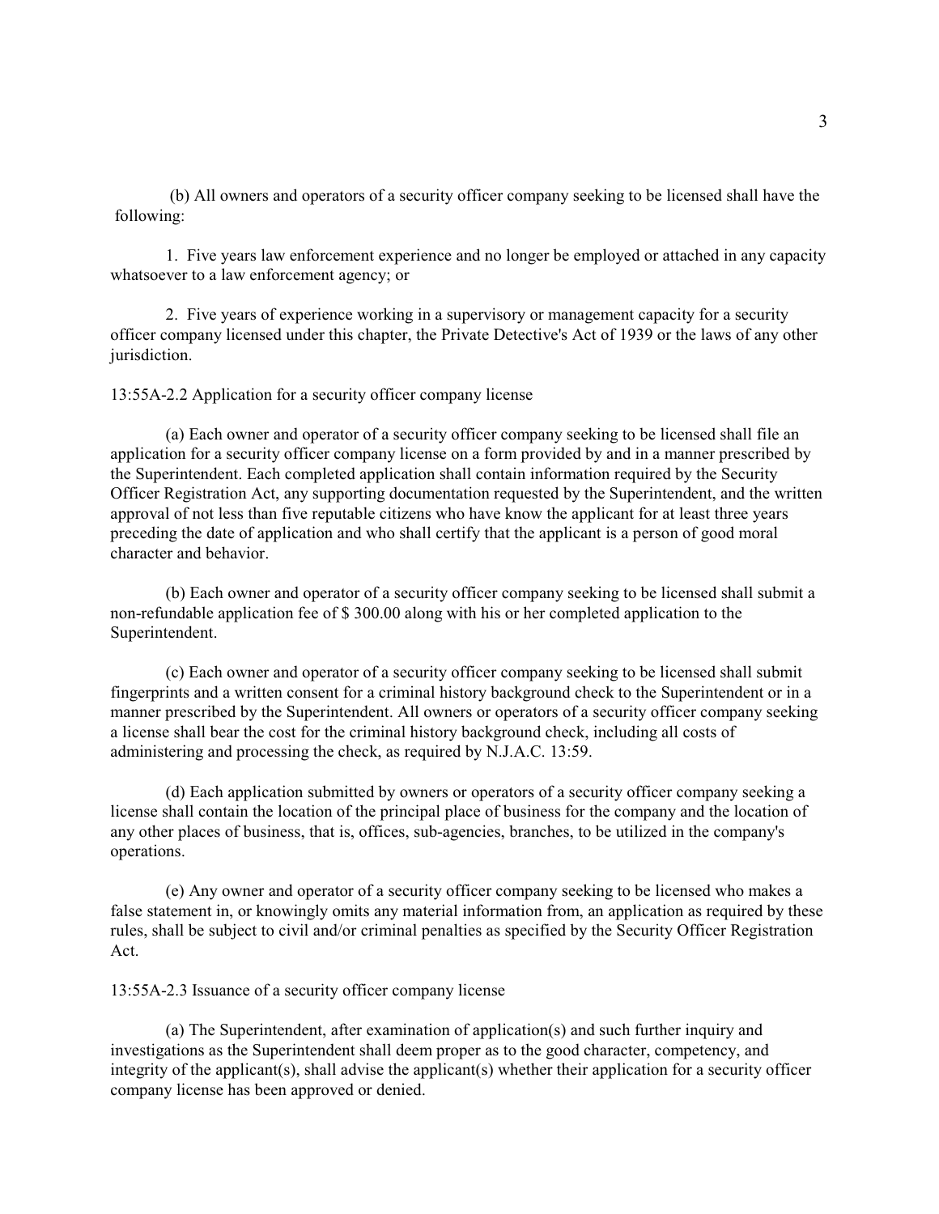(b) All owners and operators of a security officer company seeking to be licensed shall have the following:

1. Five years law enforcement experience and no longer be employed or attached in any capacity whatsoever to a law enforcement agency; or

2. Five years of experience working in a supervisory or management capacity for a security officer company licensed under this chapter, the Private Detective's Act of 1939 or the laws of any other jurisdiction.

13:55A-2.2 Application for a security officer company license

(a) Each owner and operator of a security officer company seeking to be licensed shall file an application for a security officer company license on a form provided by and in a manner prescribed by the Superintendent. Each completed application shall contain information required by the Security Officer Registration Act, any supporting documentation requested by the Superintendent, and the written approval of not less than five reputable citizens who have know the applicant for at least three years preceding the date of application and who shall certify that the applicant is a person of good moral character and behavior.

(b) Each owner and operator of a security officer company seeking to be licensed shall submit a non-refundable application fee of $ 300.00 along with his or her completed application to the Superintendent.

(c) Each owner and operator of a security officer company seeking to be licensed shall submit fingerprints and a written consent for a criminal history background check to the Superintendent or in a manner prescribed by the Superintendent. All owners or operators of a security officer company seeking a license shall bear the cost for the criminal history background check, including all costs of administering and processing the check, as required by N.J.A.C. 13:59.

(d) Each application submitted by owners or operators of a security officer company seeking a license shall contain the location of the principal place of business for the company and the location of any other places of business, that is, offices, sub-agencies, branches, to be utilized in the company's operations.

(e) Any owner and operator of a security officer company seeking to be licensed who makes a false statement in, or knowingly omits any material information from, an application as required by these rules, shall be subject to civil and/or criminal penalties as specified by the Security Officer Registration Act.

13:55A-2.3 Issuance of a security officer company license

(a) The Superintendent, after examination of application(s) and such further inquiry and investigations as the Superintendent shall deem proper as to the good character, competency, and integrity of the applicant(s), shall advise the applicant(s) whether their application for a security officer company license has been approved or denied.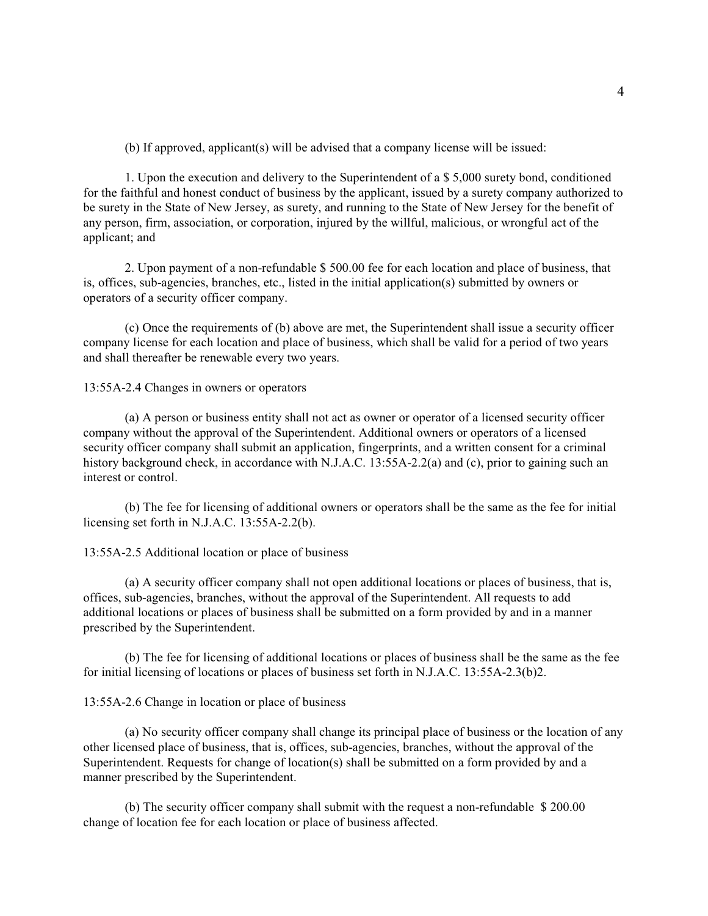(b) If approved, applicant(s) will be advised that a company license will be issued:

1. Upon the execution and delivery to the Superintendent of a $ 5,000 surety bond, conditioned for the faithful and honest conduct of business by the applicant, issued by a surety company authorized to be surety in the State of New Jersey, as surety, and running to the State of New Jersey for the benefit of any person, firm, association, or corporation, injured by the willful, malicious, or wrongful act of the applicant; and

2. Upon payment of a non-refundable $ 500.00 fee for each location and place of business, that is, offices, sub-agencies, branches, etc., listed in the initial application(s) submitted by owners or operators of a security officer company.

(c) Once the requirements of (b) above are met, the Superintendent shall issue a security officer company license for each location and place of business, which shall be valid for a period of two years and shall thereafter be renewable every two years.

13:55A-2.4 Changes in owners or operators

(a) A person or business entity shall not act as owner or operator of a licensed security officer company without the approval of the Superintendent. Additional owners or operators of a licensed security officer company shall submit an application, fingerprints, and a written consent for a criminal history background check, in accordance with N.J.A.C. 13:55A-2.2(a) and (c), prior to gaining such an interest or control.

(b) The fee for licensing of additional owners or operators shall be the same as the fee for initial licensing set forth in N.J.A.C. 13:55A-2.2(b).

13:55A-2.5 Additional location or place of business

(a) A security officer company shall not open additional locations or places of business, that is, offices, sub-agencies, branches, without the approval of the Superintendent. All requests to add additional locations or places of business shall be submitted on a form provided by and in a manner prescribed by the Superintendent.

(b) The fee for licensing of additional locations or places of business shall be the same as the fee for initial licensing of locations or places of business set forth in N.J.A.C. 13:55A-2.3(b)2.

13:55A-2.6 Change in location or place of business

(a) No security officer company shall change its principal place of business or the location of any other licensed place of business, that is, offices, sub-agencies, branches, without the approval of the Superintendent. Requests for change of location(s) shall be submitted on a form provided by and a manner prescribed by the Superintendent.

(b) The security officer company shall submit with the request a non-refundable $ 200.00 change of location fee for each location or place of business affected.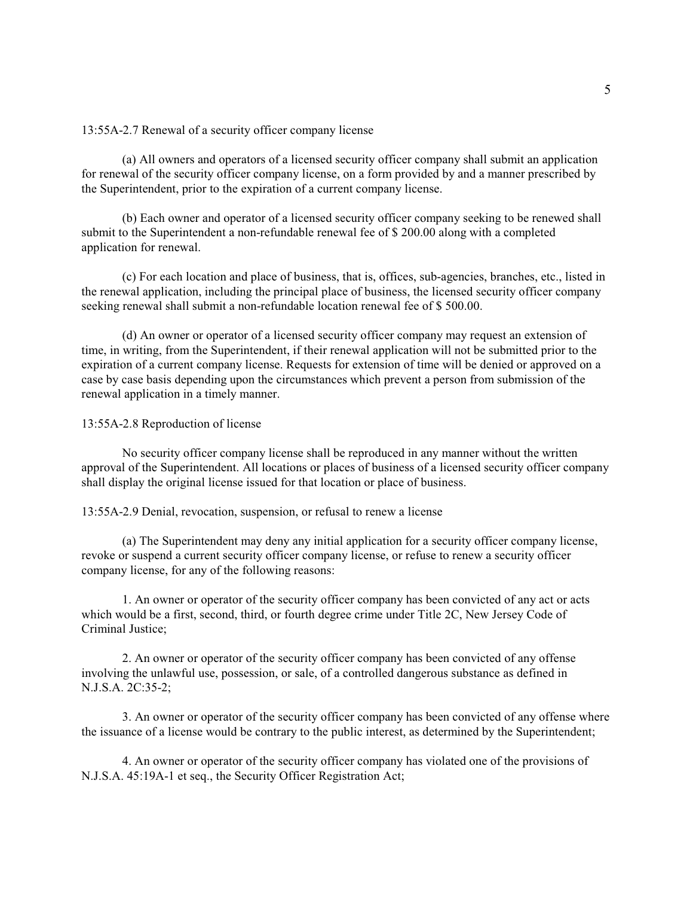13:55A-2.7 Renewal of a security officer company license

(a) All owners and operators of a licensed security officer company shall submit an application for renewal of the security officer company license, on a form provided by and a manner prescribed by the Superintendent, prior to the expiration of a current company license.

(b) Each owner and operator of a licensed security officer company seeking to be renewed shall submit to the Superintendent a non-refundable renewal fee of $ 200.00 along with a completed application for renewal.

(c) For each location and place of business, that is, offices, sub-agencies, branches, etc., listed in the renewal application, including the principal place of business, the licensed security officer company seeking renewal shall submit a non-refundable location renewal fee of $ 500.00.

(d) An owner or operator of a licensed security officer company may request an extension of time, in writing, from the Superintendent, if their renewal application will not be submitted prior to the expiration of a current company license. Requests for extension of time will be denied or approved on a case by case basis depending upon the circumstances which prevent a person from submission of the renewal application in a timely manner.

13:55A-2.8 Reproduction of license

No security officer company license shall be reproduced in any manner without the written approval of the Superintendent. All locations or places of business of a licensed security officer company shall display the original license issued for that location or place of business.

13:55A-2.9 Denial, revocation, suspension, or refusal to renew a license

(a) The Superintendent may deny any initial application for a security officer company license, revoke or suspend a current security officer company license, or refuse to renew a security officer company license, for any of the following reasons:

1. An owner or operator of the security officer company has been convicted of any act or acts which would be a first, second, third, or fourth degree crime under Title 2C, New Jersey Code of Criminal Justice;

2. An owner or operator of the security officer company has been convicted of any offense involving the unlawful use, possession, or sale, of a controlled dangerous substance as defined in N.J.S.A. 2C:35-2;

3. An owner or operator of the security officer company has been convicted of any offense where the issuance of a license would be contrary to the public interest, as determined by the Superintendent;

4. An owner or operator of the security officer company has violated one of the provisions of N.J.S.A. 45:19A-1 et seq., the Security Officer Registration Act;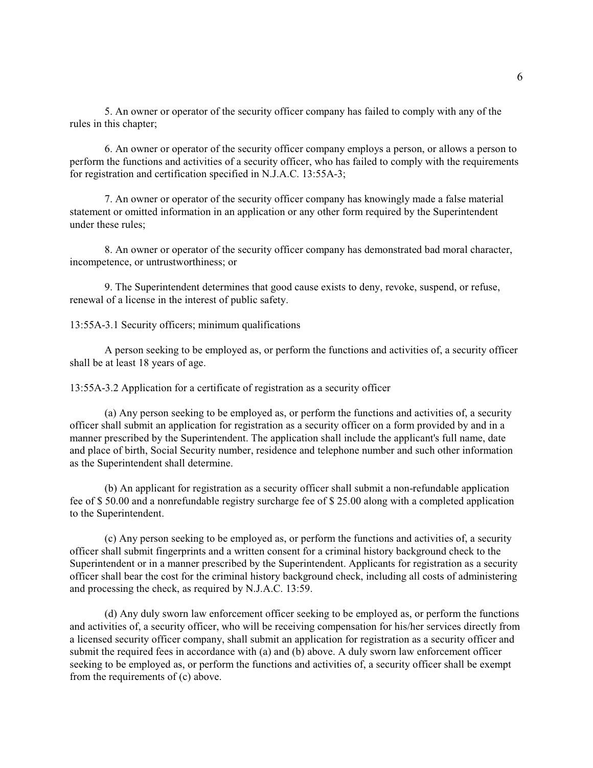5. An owner or operator of the security officer company has failed to comply with any of the rules in this chapter;

6. An owner or operator of the security officer company employs a person, or allows a person to perform the functions and activities of a security officer, who has failed to comply with the requirements for registration and certification specified in N.J.A.C. 13:55A-3;

7. An owner or operator of the security officer company has knowingly made a false material statement or omitted information in an application or any other form required by the Superintendent under these rules;

8. An owner or operator of the security officer company has demonstrated bad moral character, incompetence, or untrustworthiness; or

9. The Superintendent determines that good cause exists to deny, revoke, suspend, or refuse, renewal of a license in the interest of public safety.

13:55A-3.1 Security officers; minimum qualifications

A person seeking to be employed as, or perform the functions and activities of, a security officer shall be at least 18 years of age.

13:55A-3.2 Application for a certificate of registration as a security officer

(a) Any person seeking to be employed as, or perform the functions and activities of, a security officer shall submit an application for registration as a security officer on a form provided by and in a manner prescribed by the Superintendent. The application shall include the applicant's full name, date and place of birth, Social Security number, residence and telephone number and such other information as the Superintendent shall determine.

(b) An applicant for registration as a security officer shall submit a non-refundable application fee of $ 50.00 and a nonrefundable registry surcharge fee of $ 25.00 along with a completed application to the Superintendent.

(c) Any person seeking to be employed as, or perform the functions and activities of, a security officer shall submit fingerprints and a written consent for a criminal history background check to the Superintendent or in a manner prescribed by the Superintendent. Applicants for registration as a security officer shall bear the cost for the criminal history background check, including all costs of administering and processing the check, as required by N.J.A.C. 13:59.

(d) Any duly sworn law enforcement officer seeking to be employed as, or perform the functions and activities of, a security officer, who will be receiving compensation for his/her services directly from a licensed security officer company, shall submit an application for registration as a security officer and submit the required fees in accordance with (a) and (b) above. A duly sworn law enforcement officer seeking to be employed as, or perform the functions and activities of, a security officer shall be exempt from the requirements of (c) above.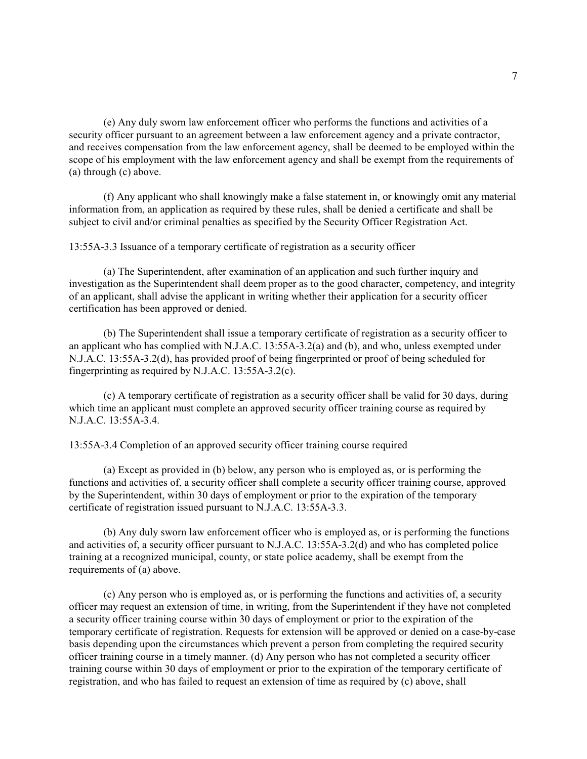(e) Any duly sworn law enforcement officer who performs the functions and activities of a security officer pursuant to an agreement between a law enforcement agency and a private contractor, and receives compensation from the law enforcement agency, shall be deemed to be employed within the scope of his employment with the law enforcement agency and shall be exempt from the requirements of (a) through (c) above.

(f) Any applicant who shall knowingly make a false statement in, or knowingly omit any material information from, an application as required by these rules, shall be denied a certificate and shall be subject to civil and/or criminal penalties as specified by the Security Officer Registration Act.

13:55A-3.3 Issuance of a temporary certificate of registration as a security officer

(a) The Superintendent, after examination of an application and such further inquiry and investigation as the Superintendent shall deem proper as to the good character, competency, and integrity of an applicant, shall advise the applicant in writing whether their application for a security officer certification has been approved or denied.

(b) The Superintendent shall issue a temporary certificate of registration as a security officer to an applicant who has complied with N.J.A.C. 13:55A-3.2(a) and (b), and who, unless exempted under N.J.A.C. 13:55A-3.2(d), has provided proof of being fingerprinted or proof of being scheduled for fingerprinting as required by N.J.A.C. 13:55A-3.2(c).

(c) A temporary certificate of registration as a security officer shall be valid for 30 days, during which time an applicant must complete an approved security officer training course as required by N.J.A.C. 13:55A-3.4.

13:55A-3.4 Completion of an approved security officer training course required

(a) Except as provided in (b) below, any person who is employed as, or is performing the functions and activities of, a security officer shall complete a security officer training course, approved by the Superintendent, within 30 days of employment or prior to the expiration of the temporary certificate of registration issued pursuant to N.J.A.C. 13:55A-3.3.

(b) Any duly sworn law enforcement officer who is employed as, or is performing the functions and activities of, a security officer pursuant to N.J.A.C. 13:55A-3.2(d) and who has completed police training at a recognized municipal, county, or state police academy, shall be exempt from the requirements of (a) above.

(c) Any person who is employed as, or is performing the functions and activities of, a security officer may request an extension of time, in writing, from the Superintendent if they have not completed a security officer training course within 30 days of employment or prior to the expiration of the temporary certificate of registration. Requests for extension will be approved or denied on a case-by-case basis depending upon the circumstances which prevent a person from completing the required security officer training course in a timely manner. (d) Any person who has not completed a security officer training course within 30 days of employment or prior to the expiration of the temporary certificate of registration, and who has failed to request an extension of time as required by (c) above, shall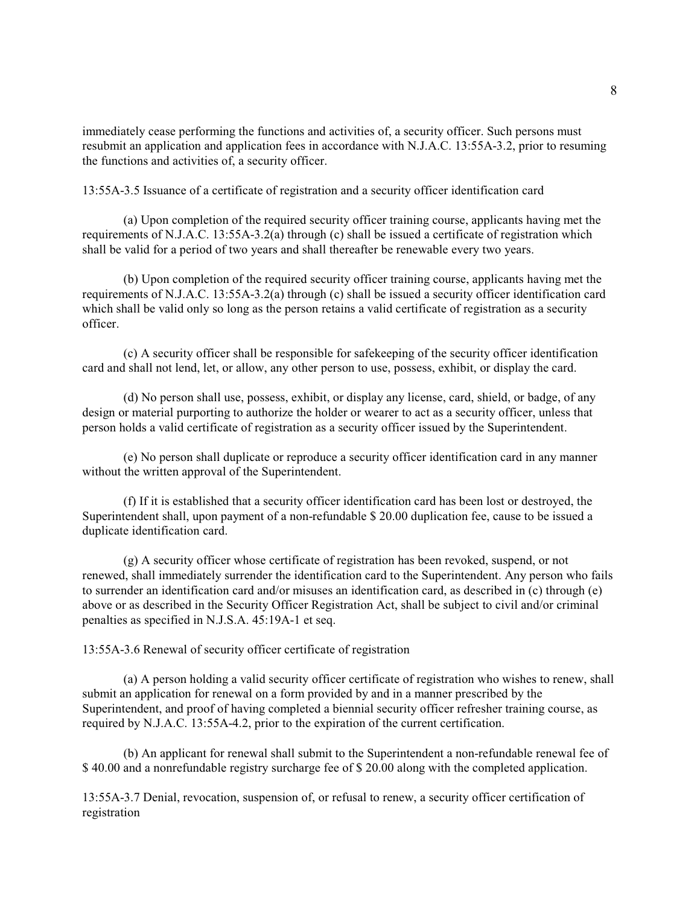immediately cease performing the functions and activities of, a security officer. Such persons must resubmit an application and application fees in accordance with N.J.A.C. 13:55A-3.2, prior to resuming the functions and activities of, a security officer.

13:55A-3.5 Issuance of a certificate of registration and a security officer identification card

(a) Upon completion of the required security officer training course, applicants having met the requirements of N.J.A.C. 13:55A-3.2(a) through (c) shall be issued a certificate of registration which shall be valid for a period of two years and shall thereafter be renewable every two years.

(b) Upon completion of the required security officer training course, applicants having met the requirements of N.J.A.C. 13:55A-3.2(a) through (c) shall be issued a security officer identification card which shall be valid only so long as the person retains a valid certificate of registration as a security officer.

(c) A security officer shall be responsible for safekeeping of the security officer identification card and shall not lend, let, or allow, any other person to use, possess, exhibit, or display the card.

(d) No person shall use, possess, exhibit, or display any license, card, shield, or badge, of any design or material purporting to authorize the holder or wearer to act as a security officer, unless that person holds a valid certificate of registration as a security officer issued by the Superintendent.

(e) No person shall duplicate or reproduce a security officer identification card in any manner without the written approval of the Superintendent.

(f) If it is established that a security officer identification card has been lost or destroyed, the Superintendent shall, upon payment of a non-refundable $ 20.00 duplication fee, cause to be issued a duplicate identification card.

(g) A security officer whose certificate of registration has been revoked, suspend, or not renewed, shall immediately surrender the identification card to the Superintendent. Any person who fails to surrender an identification card and/or misuses an identification card, as described in (c) through (e) above or as described in the Security Officer Registration Act, shall be subject to civil and/or criminal penalties as specified in N.J.S.A. 45:19A-1 et seq.

13:55A-3.6 Renewal of security officer certificate of registration

(a) A person holding a valid security officer certificate of registration who wishes to renew, shall submit an application for renewal on a form provided by and in a manner prescribed by the Superintendent, and proof of having completed a biennial security officer refresher training course, as required by N.J.A.C. 13:55A-4.2, prior to the expiration of the current certification.

(b) An applicant for renewal shall submit to the Superintendent a non-refundable renewal fee of $ 40.00 and a nonrefundable registry surcharge fee of $ 20.00 along with the completed application.

13:55A-3.7 Denial, revocation, suspension of, or refusal to renew, a security officer certification of registration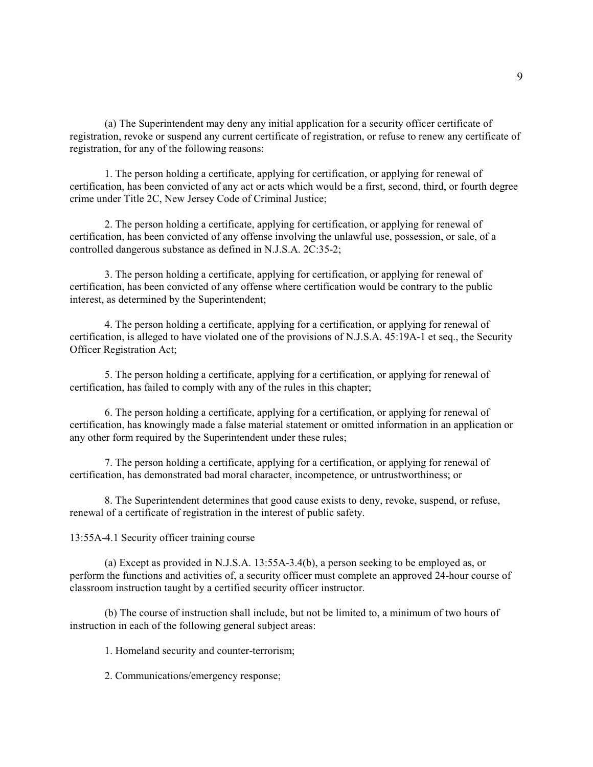(a) The Superintendent may deny any initial application for a security officer certificate of registration, revoke or suspend any current certificate of registration, or refuse to renew any certificate of registration, for any of the following reasons:

1. The person holding a certificate, applying for certification, or applying for renewal of certification, has been convicted of any act or acts which would be a first, second, third, or fourth degree crime under Title 2C, New Jersey Code of Criminal Justice;

2. The person holding a certificate, applying for certification, or applying for renewal of certification, has been convicted of any offense involving the unlawful use, possession, or sale, of a controlled dangerous substance as defined in N.J.S.A. 2C:35-2;

3. The person holding a certificate, applying for certification, or applying for renewal of certification, has been convicted of any offense where certification would be contrary to the public interest, as determined by the Superintendent;

4. The person holding a certificate, applying for a certification, or applying for renewal of certification, is alleged to have violated one of the provisions of N.J.S.A. 45:19A-1 et seq., the Security Officer Registration Act;

5. The person holding a certificate, applying for a certification, or applying for renewal of certification, has failed to comply with any of the rules in this chapter;

6. The person holding a certificate, applying for a certification, or applying for renewal of certification, has knowingly made a false material statement or omitted information in an application or any other form required by the Superintendent under these rules;

7. The person holding a certificate, applying for a certification, or applying for renewal of certification, has demonstrated bad moral character, incompetence, or untrustworthiness; or

8. The Superintendent determines that good cause exists to deny, revoke, suspend, or refuse, renewal of a certificate of registration in the interest of public safety.

13:55A-4.1 Security officer training course

(a) Except as provided in N.J.S.A. 13:55A-3.4(b), a person seeking to be employed as, or perform the functions and activities of, a security officer must complete an approved 24-hour course of classroom instruction taught by a certified security officer instructor.

(b) The course of instruction shall include, but not be limited to, a minimum of two hours of instruction in each of the following general subject areas:

1. Homeland security and counter-terrorism;

2. Communications/emergency response;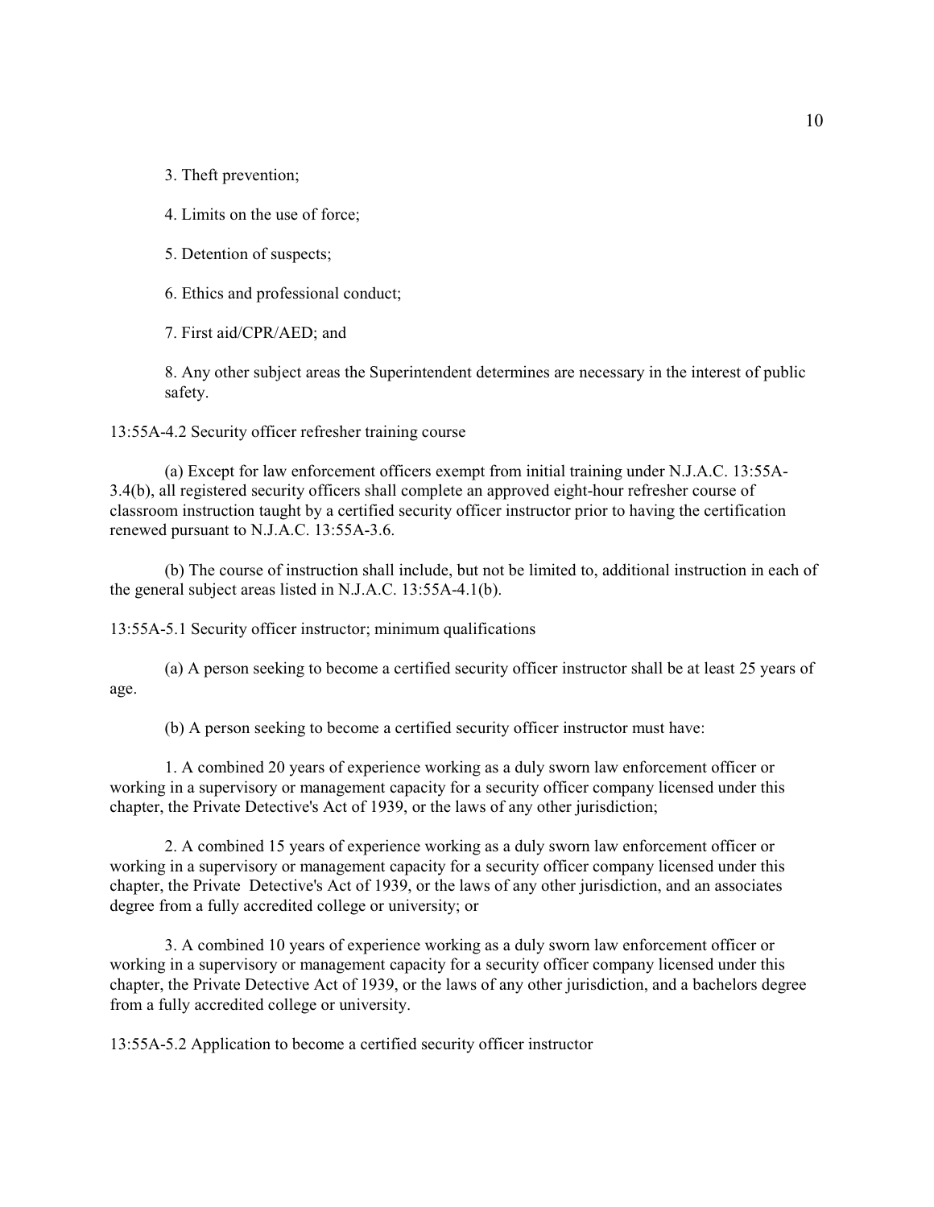3. Theft prevention;

4. Limits on the use of force;

5. Detention of suspects;

6. Ethics and professional conduct;

7. First aid/CPR/AED; and

8. Any other subject areas the Superintendent determines are necessary in the interest of public safety.

13:55A-4.2 Security officer refresher training course

(a) Except for law enforcement officers exempt from initial training under N.J.A.C. 13:55A-3.4(b), all registered security officers shall complete an approved eight-hour refresher course of classroom instruction taught by a certified security officer instructor prior to having the certification renewed pursuant to N.J.A.C. 13:55A-3.6.

(b) The course of instruction shall include, but not be limited to, additional instruction in each of the general subject areas listed in N.J.A.C. 13:55A-4.1(b).

13:55A-5.1 Security officer instructor; minimum qualifications

(a) A person seeking to become a certified security officer instructor shall be at least 25 years of age.

(b) A person seeking to become a certified security officer instructor must have:

1. A combined 20 years of experience working as a duly sworn law enforcement officer or working in a supervisory or management capacity for a security officer company licensed under this chapter, the Private Detective's Act of 1939, or the laws of any other jurisdiction;

2. A combined 15 years of experience working as a duly sworn law enforcement officer or working in a supervisory or management capacity for a security officer company licensed under this chapter, the Private Detective's Act of 1939, or the laws of any other jurisdiction, and an associates degree from a fully accredited college or university; or

3. A combined 10 years of experience working as a duly sworn law enforcement officer or working in a supervisory or management capacity for a security officer company licensed under this chapter, the Private Detective Act of 1939, or the laws of any other jurisdiction, and a bachelors degree from a fully accredited college or university.

13:55A-5.2 Application to become a certified security officer instructor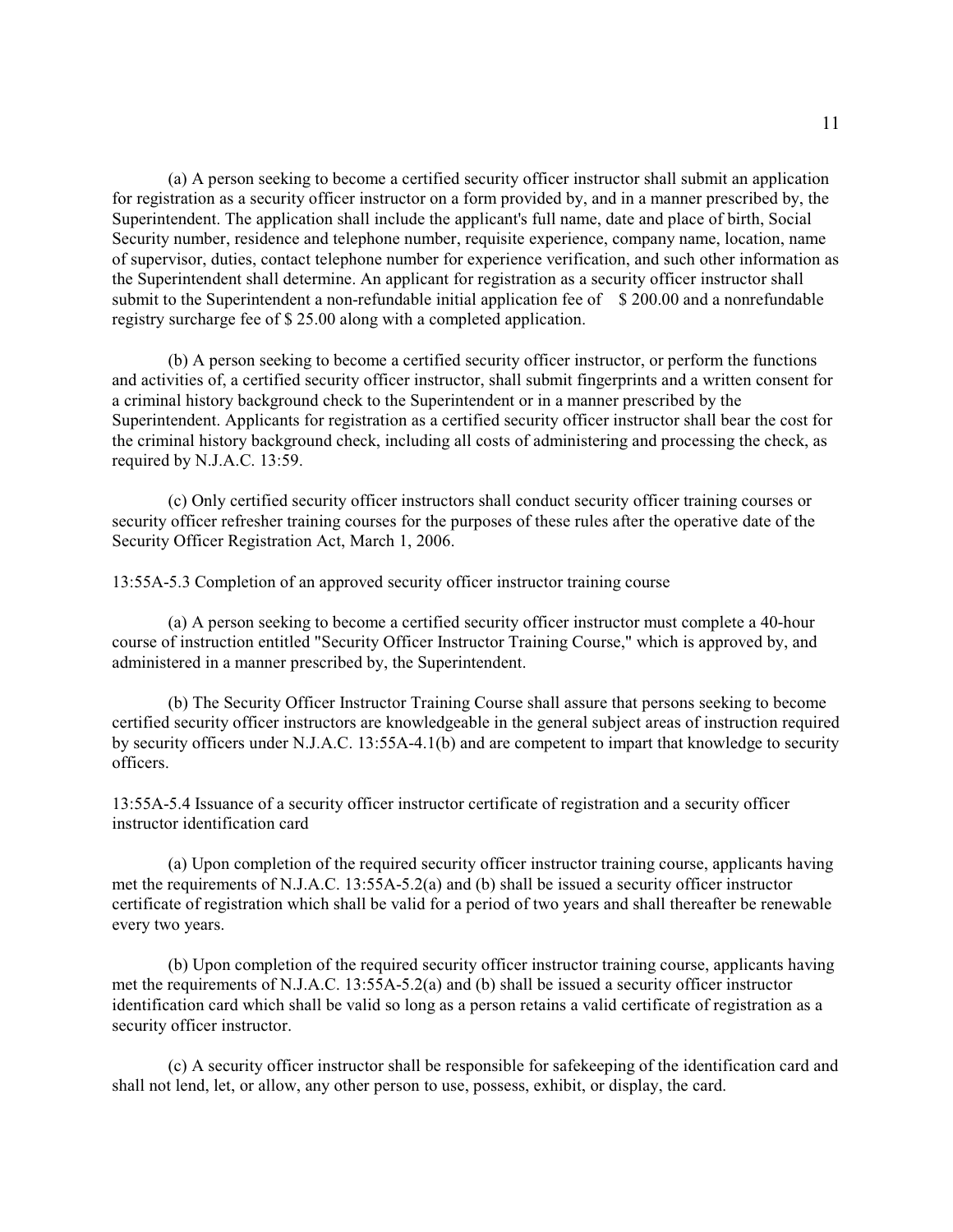(a) A person seeking to become a certified security officer instructor shall submit an application for registration as a security officer instructor on a form provided by, and in a manner prescribed by, the Superintendent. The application shall include the applicant's full name, date and place of birth, Social Security number, residence and telephone number, requisite experience, company name, location, name of supervisor, duties, contact telephone number for experience verification, and such other information as the Superintendent shall determine. An applicant for registration as a security officer instructor shall submit to the Superintendent a non-refundable initial application fee of $ 200.00 and a nonrefundable registry surcharge fee of $ 25.00 along with a completed application.

(b) A person seeking to become a certified security officer instructor, or perform the functions and activities of, a certified security officer instructor, shall submit fingerprints and a written consent for a criminal history background check to the Superintendent or in a manner prescribed by the Superintendent. Applicants for registration as a certified security officer instructor shall bear the cost for the criminal history background check, including all costs of administering and processing the check, as required by N.J.A.C. 13:59.

(c) Only certified security officer instructors shall conduct security officer training courses or security officer refresher training courses for the purposes of these rules after the operative date of the Security Officer Registration Act, March 1, 2006.

13:55A-5.3 Completion of an approved security officer instructor training course

(a) A person seeking to become a certified security officer instructor must complete a 40-hour course of instruction entitled "Security Officer Instructor Training Course," which is approved by, and administered in a manner prescribed by, the Superintendent.

(b) The Security Officer Instructor Training Course shall assure that persons seeking to become certified security officer instructors are knowledgeable in the general subject areas of instruction required by security officers under N.J.A.C. 13:55A-4.1(b) and are competent to impart that knowledge to security officers.

13:55A-5.4 Issuance of a security officer instructor certificate of registration and a security officer instructor identification card

(a) Upon completion of the required security officer instructor training course, applicants having met the requirements of N.J.A.C. 13:55A-5.2(a) and (b) shall be issued a security officer instructor certificate of registration which shall be valid for a period of two years and shall thereafter be renewable every two years.

(b) Upon completion of the required security officer instructor training course, applicants having met the requirements of N.J.A.C. 13:55A-5.2(a) and (b) shall be issued a security officer instructor identification card which shall be valid so long as a person retains a valid certificate of registration as a security officer instructor.

(c) A security officer instructor shall be responsible for safekeeping of the identification card and shall not lend, let, or allow, any other person to use, possess, exhibit, or display, the card.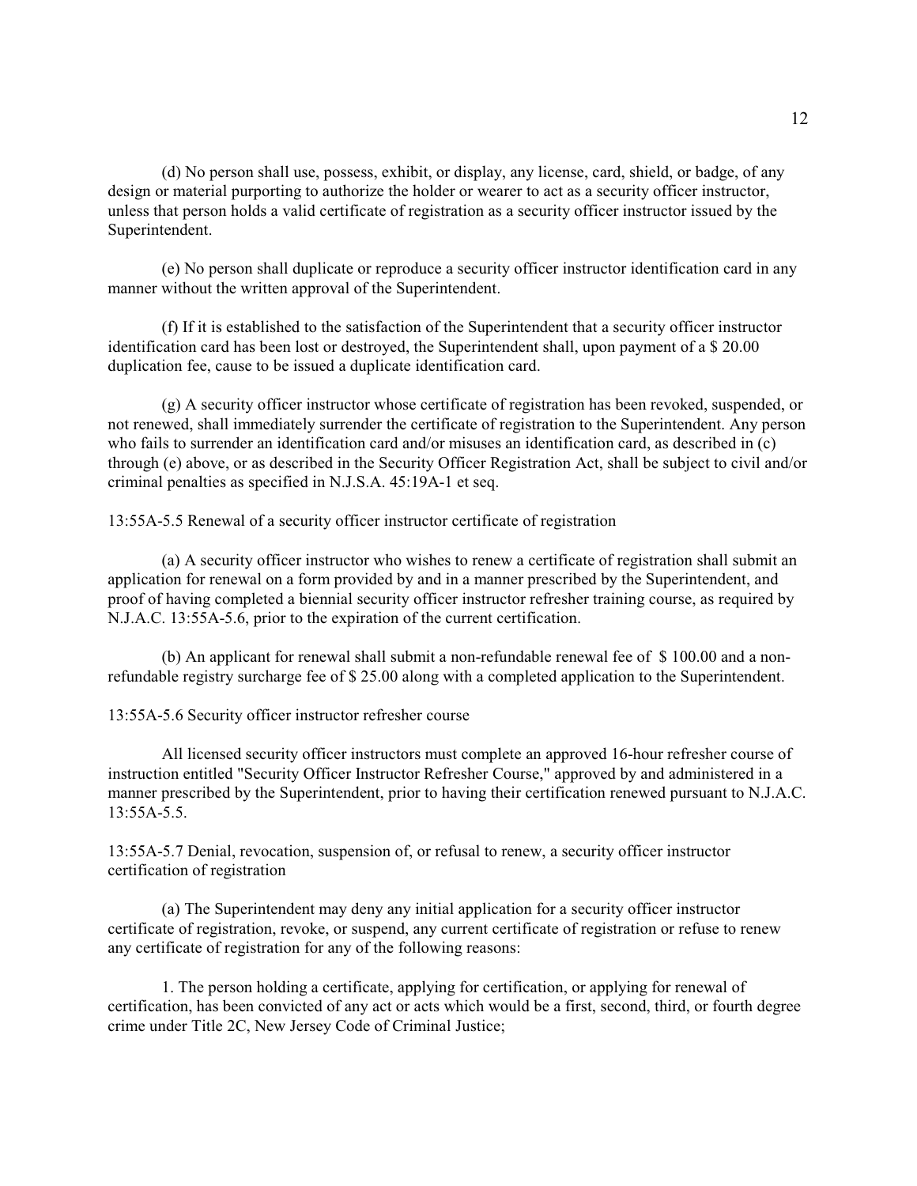(d) No person shall use, possess, exhibit, or display, any license, card, shield, or badge, of any design or material purporting to authorize the holder or wearer to act as a security officer instructor, unless that person holds a valid certificate of registration as a security officer instructor issued by the Superintendent.

(e) No person shall duplicate or reproduce a security officer instructor identification card in any manner without the written approval of the Superintendent.

(f) If it is established to the satisfaction of the Superintendent that a security officer instructor identification card has been lost or destroyed, the Superintendent shall, upon payment of a $ 20.00 duplication fee, cause to be issued a duplicate identification card.

(g) A security officer instructor whose certificate of registration has been revoked, suspended, or not renewed, shall immediately surrender the certificate of registration to the Superintendent. Any person who fails to surrender an identification card and/or misuses an identification card, as described in (c) through (e) above, or as described in the Security Officer Registration Act, shall be subject to civil and/or criminal penalties as specified in N.J.S.A. 45:19A-1 et seq.

13:55A-5.5 Renewal of a security officer instructor certificate of registration

(a) A security officer instructor who wishes to renew a certificate of registration shall submit an application for renewal on a form provided by and in a manner prescribed by the Superintendent, and proof of having completed a biennial security officer instructor refresher training course, as required by N.J.A.C. 13:55A-5.6, prior to the expiration of the current certification.

(b) An applicant for renewal shall submit a non-refundable renewal fee of $ 100.00 and a non-refundable registry surcharge fee of $ 25.00 along with a completed application to the Superintendent.

13:55A-5.6 Security officer instructor refresher course

All licensed security officer instructors must complete an approved 16-hour refresher course of instruction entitled "Security Officer Instructor Refresher Course," approved by and administered in a manner prescribed by the Superintendent, prior to having their certification renewed pursuant to N.J.A.C. 13:55A-5.5.

13:55A-5.7 Denial, revocation, suspension of, or refusal to renew, a security officer instructor certification of registration

(a) The Superintendent may deny any initial application for a security officer instructor certificate of registration, revoke, or suspend, any current certificate of registration or refuse to renew any certificate of registration for any of the following reasons:

1. The person holding a certificate, applying for certification, or applying for renewal of certification, has been convicted of any act or acts which would be a first, second, third, or fourth degree crime under Title 2C, New Jersey Code of Criminal Justice;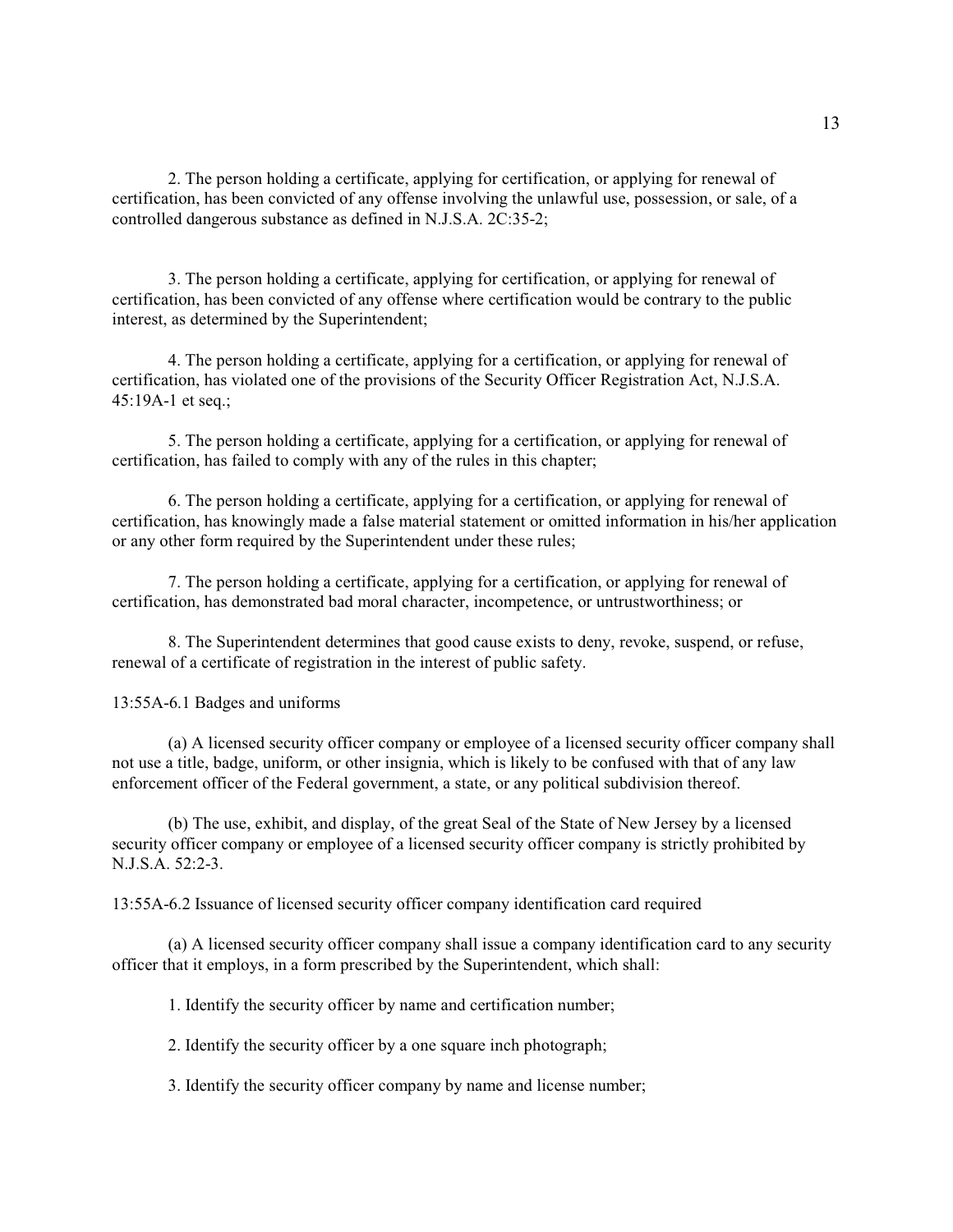2. The person holding a certificate, applying for certification, or applying for renewal of certification, has been convicted of any offense involving the unlawful use, possession, or sale, of a controlled dangerous substance as defined in N.J.S.A. 2C:35-2;

3. The person holding a certificate, applying for certification, or applying for renewal of certification, has been convicted of any offense where certification would be contrary to the public interest, as determined by the Superintendent;

4. The person holding a certificate, applying for a certification, or applying for renewal of certification, has violated one of the provisions of the Security Officer Registration Act, N.J.S.A. 45:19A-1 et seq.;

5. The person holding a certificate, applying for a certification, or applying for renewal of certification, has failed to comply with any of the rules in this chapter;

6. The person holding a certificate, applying for a certification, or applying for renewal of certification, has knowingly made a false material statement or omitted information in his/her application or any other form required by the Superintendent under these rules;

7. The person holding a certificate, applying for a certification, or applying for renewal of certification, has demonstrated bad moral character, incompetence, or untrustworthiness; or

8. The Superintendent determines that good cause exists to deny, revoke, suspend, or refuse, renewal of a certificate of registration in the interest of public safety.

13:55A-6.1 Badges and uniforms

(a) A licensed security officer company or employee of a licensed security officer company shall not use a title, badge, uniform, or other insignia, which is likely to be confused with that of any law enforcement officer of the Federal government, a state, or any political subdivision thereof.

(b) The use, exhibit, and display, of the great Seal of the State of New Jersey by a licensed security officer company or employee of a licensed security officer company is strictly prohibited by N.J.S.A. 52:2-3.

13:55A-6.2 Issuance of licensed security officer company identification card required

(a) A licensed security officer company shall issue a company identification card to any security officer that it employs, in a form prescribed by the Superintendent, which shall:

1. Identify the security officer by name and certification number;

2. Identify the security officer by a one square inch photograph;

3. Identify the security officer company by name and license number;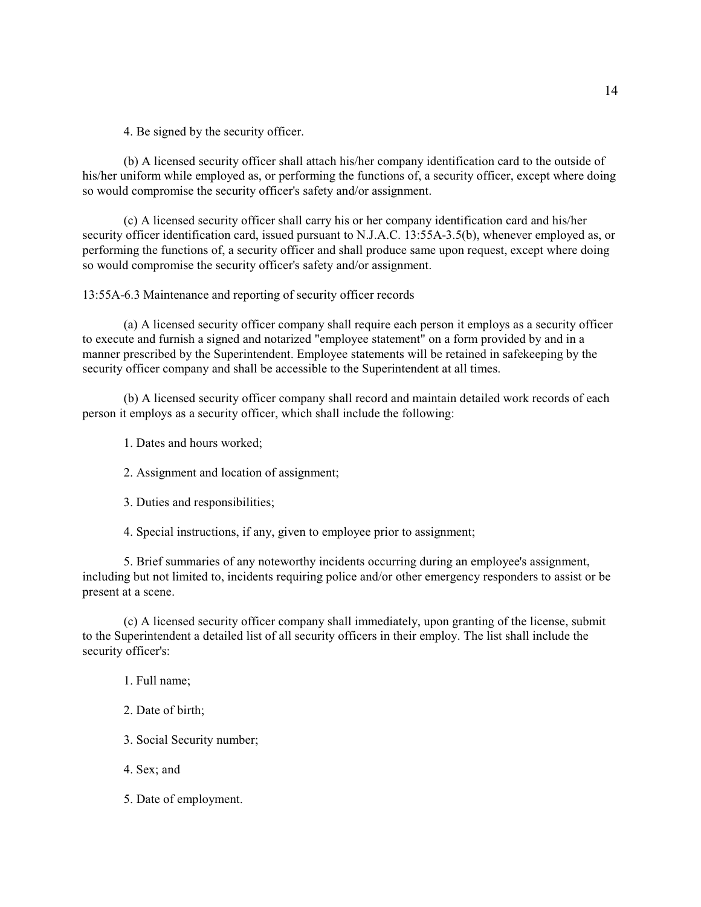4. Be signed by the security officer.

(b) A licensed security officer shall attach his/her company identification card to the outside of his/her uniform while employed as, or performing the functions of, a security officer, except where doing so would compromise the security officer's safety and/or assignment.

(c) A licensed security officer shall carry his or her company identification card and his/her security officer identification card, issued pursuant to N.J.A.C. 13:55A-3.5(b), whenever employed as, or performing the functions of, a security officer and shall produce same upon request, except where doing so would compromise the security officer's safety and/or assignment.

13:55A-6.3 Maintenance and reporting of security officer records

(a) A licensed security officer company shall require each person it employs as a security officer to execute and furnish a signed and notarized "employee statement" on a form provided by and in a manner prescribed by the Superintendent. Employee statements will be retained in safekeeping by the security officer company and shall be accessible to the Superintendent at all times.

(b) A licensed security officer company shall record and maintain detailed work records of each person it employs as a security officer, which shall include the following:

1. Dates and hours worked;

2. Assignment and location of assignment;

3. Duties and responsibilities;

4. Special instructions, if any, given to employee prior to assignment;

5. Brief summaries of any noteworthy incidents occurring during an employee's assignment, including but not limited to, incidents requiring police and/or other emergency responders to assist or be present at a scene.

(c) A licensed security officer company shall immediately, upon granting of the license, submit to the Superintendent a detailed list of all security officers in their employ. The list shall include the security officer's:

1. Full name;

2. Date of birth;

3. Social Security number;

4. Sex; and

5. Date of employment.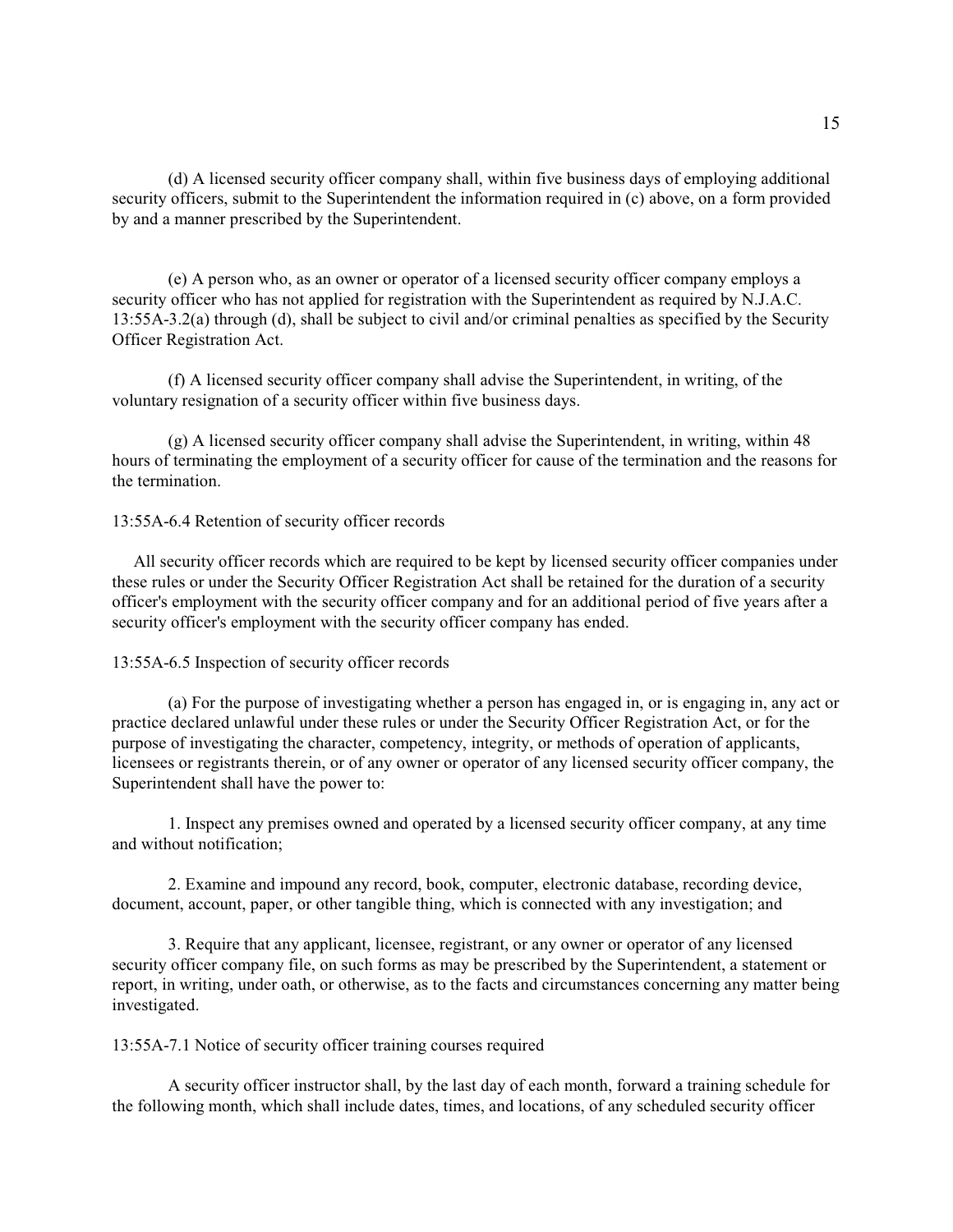(d) A licensed security officer company shall, within five business days of employing additional security officers, submit to the Superintendent the information required in (c) above, on a form provided by and a manner prescribed by the Superintendent.

(e) A person who, as an owner or operator of a licensed security officer company employs a security officer who has not applied for registration with the Superintendent as required by N.J.A.C. 13:55A-3.2(a) through (d), shall be subject to civil and/or criminal penalties as specified by the Security Officer Registration Act.

(f) A licensed security officer company shall advise the Superintendent, in writing, of the voluntary resignation of a security officer within five business days.

(g) A licensed security officer company shall advise the Superintendent, in writing, within 48 hours of terminating the employment of a security officer for cause of the termination and the reasons for the termination.

13:55A-6.4 Retention of security officer records

All security officer records which are required to be kept by licensed security officer companies under these rules or under the Security Officer Registration Act shall be retained for the duration of a security officer's employment with the security officer company and for an additional period of five years after a security officer's employment with the security officer company has ended.

13:55A-6.5 Inspection of security officer records

(a) For the purpose of investigating whether a person has engaged in, or is engaging in, any act or practice declared unlawful under these rules or under the Security Officer Registration Act, or for the purpose of investigating the character, competency, integrity, or methods of operation of applicants, licensees or registrants therein, or of any owner or operator of any licensed security officer company, the Superintendent shall have the power to:

1. Inspect any premises owned and operated by a licensed security officer company, at any time and without notification;

2. Examine and impound any record, book, computer, electronic database, recording device, document, account, paper, or other tangible thing, which is connected with any investigation; and

3. Require that any applicant, licensee, registrant, or any owner or operator of any licensed security officer company file, on such forms as may be prescribed by the Superintendent, a statement or report, in writing, under oath, or otherwise, as to the facts and circumstances concerning any matter being investigated.

13:55A-7.1 Notice of security officer training courses required

A security officer instructor shall, by the last day of each month, forward a training schedule for the following month, which shall include dates, times, and locations, of any scheduled security officer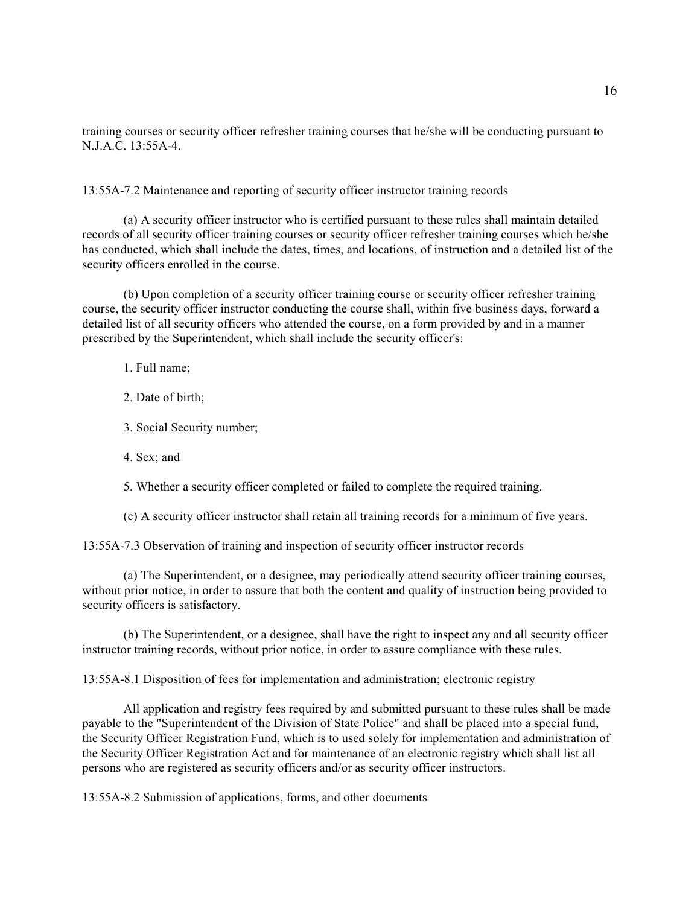training courses or security officer refresher training courses that he/she will be conducting pursuant to N.J.A.C. 13:55A-4.

13:55A-7.2 Maintenance and reporting of security officer instructor training records

(a) A security officer instructor who is certified pursuant to these rules shall maintain detailed records of all security officer training courses or security officer refresher training courses which he/she has conducted, which shall include the dates, times, and locations, of instruction and a detailed list of the security officers enrolled in the course.

(b) Upon completion of a security officer training course or security officer refresher training course, the security officer instructor conducting the course shall, within five business days, forward a detailed list of all security officers who attended the course, on a form provided by and in a manner prescribed by the Superintendent, which shall include the security officer's:

1. Full name;

2. Date of birth;

3. Social Security number;

4. Sex; and

5. Whether a security officer completed or failed to complete the required training.

(c) A security officer instructor shall retain all training records for a minimum of five years.

13:55A-7.3 Observation of training and inspection of security officer instructor records

(a) The Superintendent, or a designee, may periodically attend security officer training courses, without prior notice, in order to assure that both the content and quality of instruction being provided to security officers is satisfactory.

(b) The Superintendent, or a designee, shall have the right to inspect any and all security officer instructor training records, without prior notice, in order to assure compliance with these rules.

13:55A-8.1 Disposition of fees for implementation and administration; electronic registry

All application and registry fees required by and submitted pursuant to these rules shall be made payable to the "Superintendent of the Division of State Police" and shall be placed into a special fund, the Security Officer Registration Fund, which is to used solely for implementation and administration of the Security Officer Registration Act and for maintenance of an electronic registry which shall list all persons who are registered as security officers and/or as security officer instructors.

13:55A-8.2 Submission of applications, forms, and other documents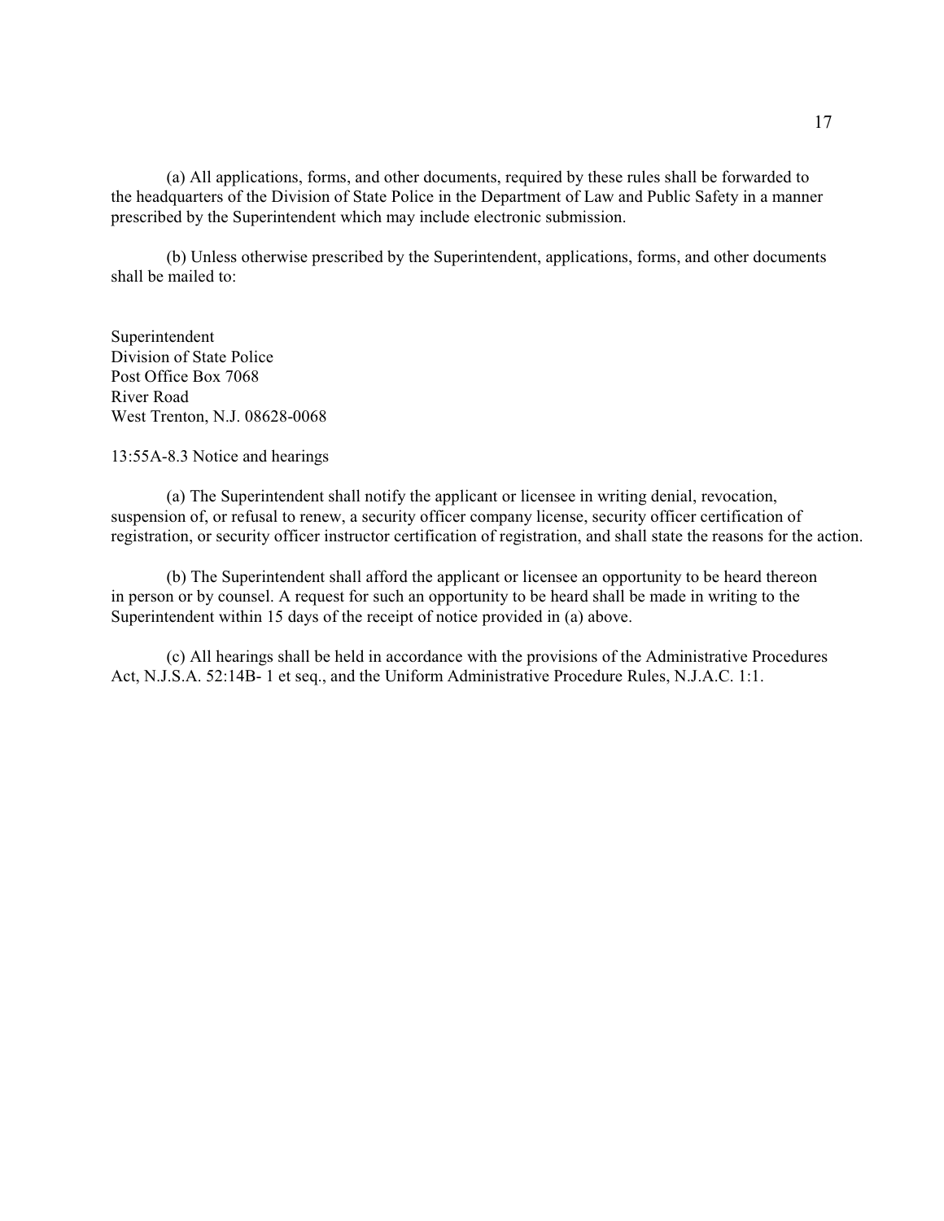(a) All applications, forms, and other documents, required by these rules shall be forwarded to the headquarters of the Division of State Police in the Department of Law and Public Safety in a manner prescribed by the Superintendent which may include electronic submission.

(b) Unless otherwise prescribed by the Superintendent, applications, forms, and other documents shall be mailed to:

Superintendent
Division of State Police
Post Office Box 7068
River Road
West Trenton, N.J. 08628-0068

13:55A-8.3 Notice and hearings

(a) The Superintendent shall notify the applicant or licensee in writing denial, revocation, suspension of, or refusal to renew, a security officer company license, security officer certification of registration, or security officer instructor certification of registration, and shall state the reasons for the action.

(b) The Superintendent shall afford the applicant or licensee an opportunity to be heard thereon in person or by counsel. A request for such an opportunity to be heard shall be made in writing to the Superintendent within 15 days of the receipt of notice provided in (a) above.

(c) All hearings shall be held in accordance with the provisions of the Administrative Procedures Act, N.J.S.A. 52:14B- 1 et seq., and the Uniform Administrative Procedure Rules, N.J.A.C. 1:1.